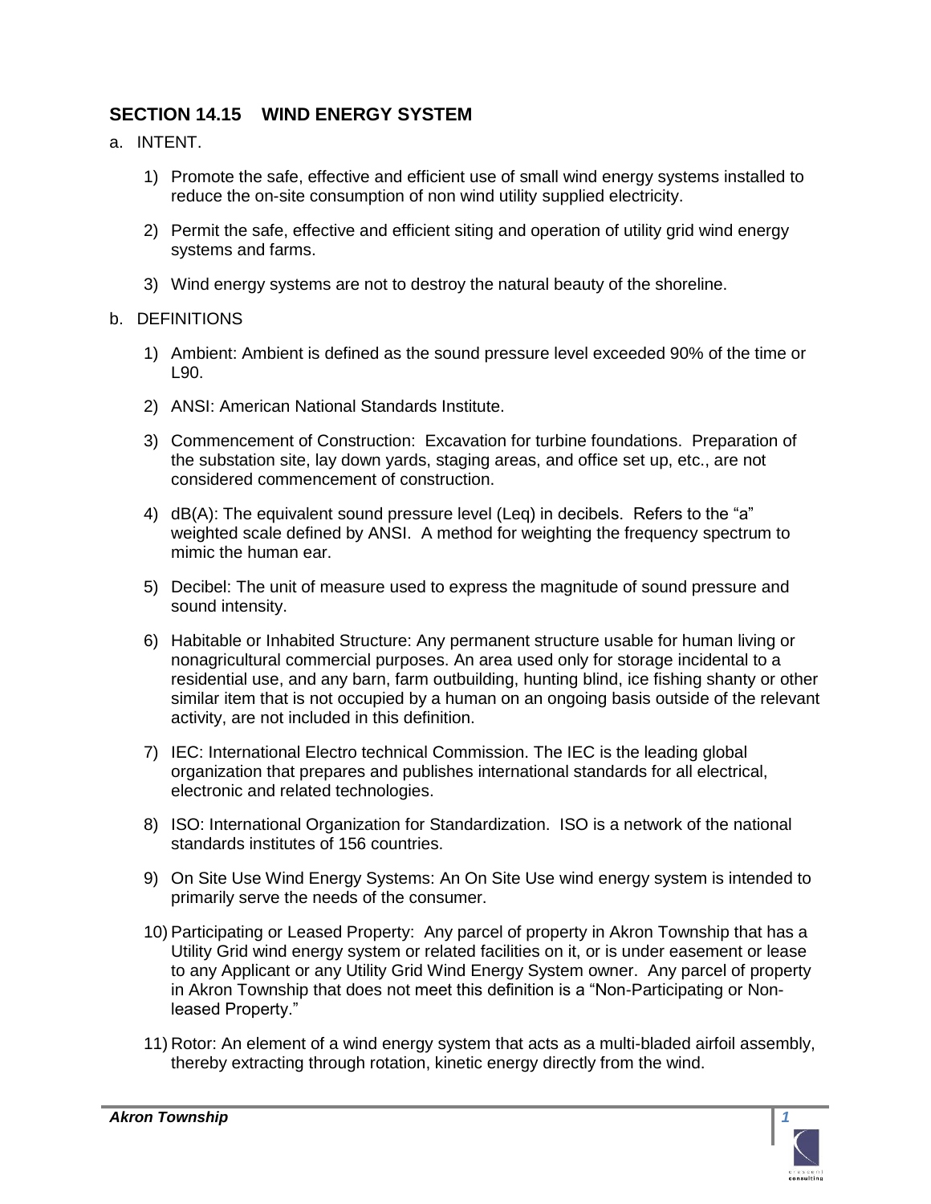## SECTION 14.15 WIND ENERGY SYSTEM

a. INTENT.

1) Promote the safe, effective and efficient use of small wind energy systems installed to reduce the on-site consumption of non wind utility supplied electricity.

2) Permit the safe, effective and efficient siting and operation of utility grid wind energy systems and farms.

3) Wind energy systems are not to destroy the natural beauty of the shoreline.

b. DEFINITIONS

1) Ambient: Ambient is defined as the sound pressure level exceeded 90% of the time or L90.

2) ANSI: American National Standards Institute.

3) Commencement of Construction: Excavation for turbine foundations. Preparation of the substation site, lay down yards, staging areas, and office set up, etc., are not considered commencement of construction.

4) dB(A): The equivalent sound pressure level (Leq) in decibels. Refers to the "a" weighted scale defined by ANSI. A method for weighting the frequency spectrum to mimic the human ear.

5) Decibel: The unit of measure used to express the magnitude of sound pressure and sound intensity.

6) Habitable or Inhabited Structure: Any permanent structure usable for human living or nonagricultural commercial purposes. An area used only for storage incidental to a residential use, and any barn, farm outbuilding, hunting blind, ice fishing shanty or other similar item that is not occupied by a human on an ongoing basis outside of the relevant activity, are not included in this definition.

7) IEC: International Electro technical Commission. The IEC is the leading global organization that prepares and publishes international standards for all electrical, electronic and related technologies.

8) ISO: International Organization for Standardization. ISO is a network of the national standards institutes of 156 countries.

9) On Site Use Wind Energy Systems: An On Site Use wind energy system is intended to primarily serve the needs of the consumer.

10) Participating or Leased Property: Any parcel of property in Akron Township that has a Utility Grid wind energy system or related facilities on it, or is under easement or lease to any Applicant or any Utility Grid Wind Energy System owner. Any parcel of property in Akron Township that does not meet this definition is a "Non-Participating or Non-leased Property."

11) Rotor: An element of a wind energy system that acts as a multi-bladed airfoil assembly, thereby extracting through rotation, kinetic energy directly from the wind.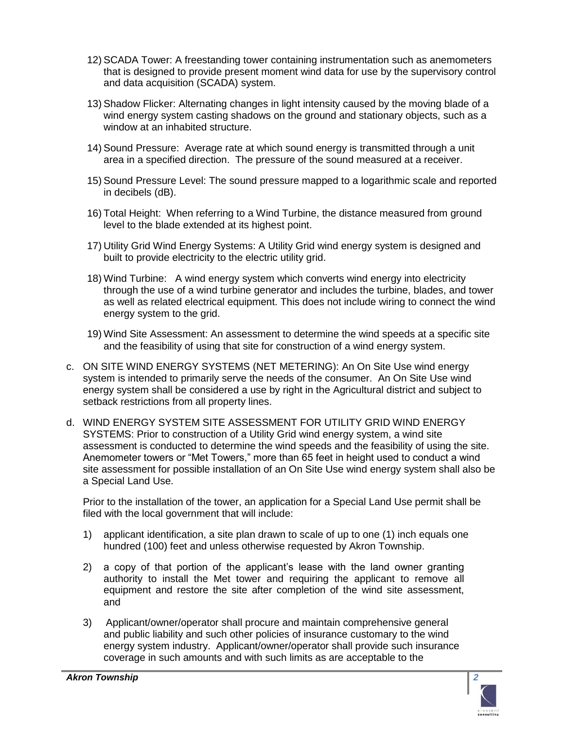12) SCADA Tower: A freestanding tower containing instrumentation such as anemometers that is designed to provide present moment wind data for use by the supervisory control and data acquisition (SCADA) system.

13) Shadow Flicker: Alternating changes in light intensity caused by the moving blade of a wind energy system casting shadows on the ground and stationary objects, such as a window at an inhabited structure.

14) Sound Pressure: Average rate at which sound energy is transmitted through a unit area in a specified direction. The pressure of the sound measured at a receiver.

15) Sound Pressure Level: The sound pressure mapped to a logarithmic scale and reported in decibels (dB).

16) Total Height: When referring to a Wind Turbine, the distance measured from ground level to the blade extended at its highest point.

17) Utility Grid Wind Energy Systems: A Utility Grid wind energy system is designed and built to provide electricity to the electric utility grid.

18) Wind Turbine: A wind energy system which converts wind energy into electricity through the use of a wind turbine generator and includes the turbine, blades, and tower as well as related electrical equipment. This does not include wiring to connect the wind energy system to the grid.

19) Wind Site Assessment: An assessment to determine the wind speeds at a specific site and the feasibility of using that site for construction of a wind energy system.

c. ON SITE WIND ENERGY SYSTEMS (NET METERING): An On Site Use wind energy system is intended to primarily serve the needs of the consumer. An On Site Use wind energy system shall be considered a use by right in the Agricultural district and subject to setback restrictions from all property lines.

d. WIND ENERGY SYSTEM SITE ASSESSMENT FOR UTILITY GRID WIND ENERGY SYSTEMS: Prior to construction of a Utility Grid wind energy system, a wind site assessment is conducted to determine the wind speeds and the feasibility of using the site. Anemometer towers or "Met Towers," more than 65 feet in height used to conduct a wind site assessment for possible installation of an On Site Use wind energy system shall also be a Special Land Use.

   Prior to the installation of the tower, an application for a Special Land Use permit shall be filed with the local government that will include:

   1) applicant identification, a site plan drawn to scale of up to one (1) inch equals one hundred (100) feet and unless otherwise requested by Akron Township.

   2) a copy of that portion of the applicant's lease with the land owner granting authority to install the Met tower and requiring the applicant to remove all equipment and restore the site after completion of the wind site assessment, and

   3) Applicant/owner/operator shall procure and maintain comprehensive general and public liability and such other policies of insurance customary to the wind energy system industry. Applicant/owner/operator shall provide such insurance coverage in such amounts and with such limits as are acceptable to the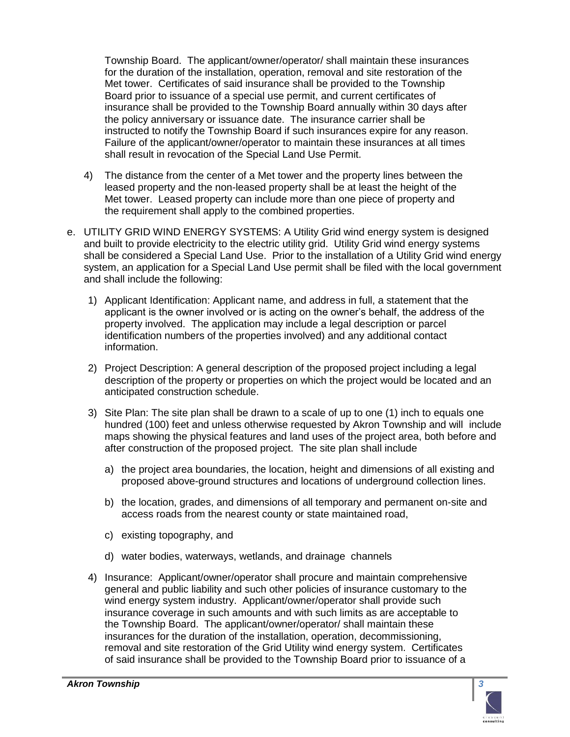Township Board. The applicant/owner/operator/ shall maintain these insurances for the duration of the installation, operation, removal and site restoration of the Met tower. Certificates of said insurance shall be provided to the Township Board prior to issuance of a special use permit, and current certificates of insurance shall be provided to the Township Board annually within 30 days after the policy anniversary or issuance date. The insurance carrier shall be instructed to notify the Township Board if such insurances expire for any reason. Failure of the applicant/owner/operator to maintain these insurances at all times shall result in revocation of the Special Land Use Permit.

4) The distance from the center of a Met tower and the property lines between the leased property and the non-leased property shall be at least the height of the Met tower. Leased property can include more than one piece of property and the requirement shall apply to the combined properties.

e. UTILITY GRID WIND ENERGY SYSTEMS: A Utility Grid wind energy system is designed and built to provide electricity to the electric utility grid. Utility Grid wind energy systems shall be considered a Special Land Use. Prior to the installation of a Utility Grid wind energy system, an application for a Special Land Use permit shall be filed with the local government and shall include the following:

1) Applicant Identification: Applicant name, and address in full, a statement that the applicant is the owner involved or is acting on the owner's behalf, the address of the property involved. The application may include a legal description or parcel identification numbers of the properties involved) and any additional contact information.

2) Project Description: A general description of the proposed project including a legal description of the property or properties on which the project would be located and an anticipated construction schedule.

3) Site Plan: The site plan shall be drawn to a scale of up to one (1) inch to equals one hundred (100) feet and unless otherwise requested by Akron Township and will include maps showing the physical features and land uses of the project area, both before and after construction of the proposed project. The site plan shall include

a) the project area boundaries, the location, height and dimensions of all existing and proposed above-ground structures and locations of underground collection lines.

b) the location, grades, and dimensions of all temporary and permanent on-site and access roads from the nearest county or state maintained road,

c) existing topography, and

d) water bodies, waterways, wetlands, and drainage channels

4) Insurance: Applicant/owner/operator shall procure and maintain comprehensive general and public liability and such other policies of insurance customary to the wind energy system industry. Applicant/owner/operator shall provide such insurance coverage in such amounts and with such limits as are acceptable to the Township Board. The applicant/owner/operator/ shall maintain these insurances for the duration of the installation, operation, decommissioning, removal and site restoration of the Grid Utility wind energy system. Certificates of said insurance shall be provided to the Township Board prior to issuance of a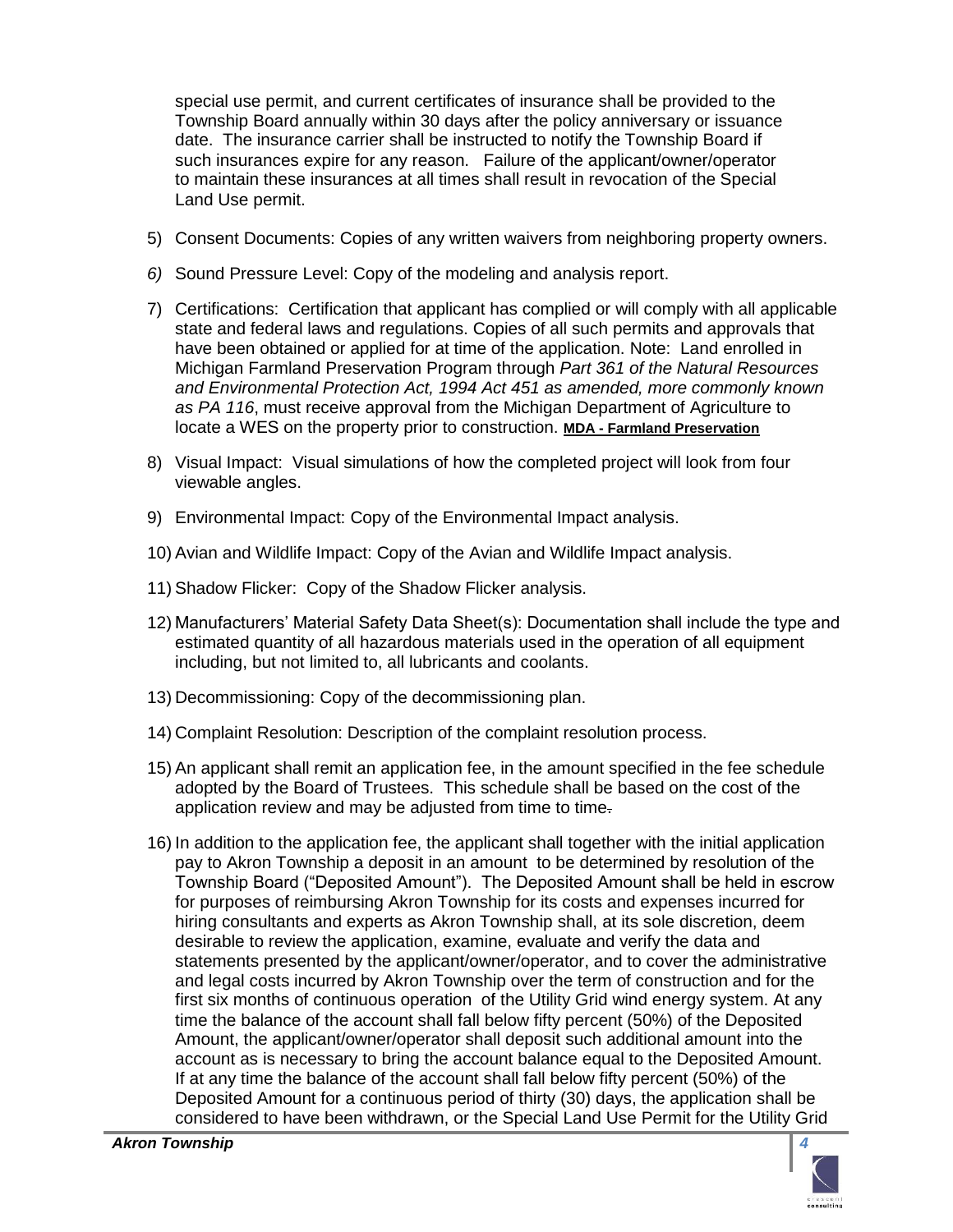special use permit, and current certificates of insurance shall be provided to the Township Board annually within 30 days after the policy anniversary or issuance date. The insurance carrier shall be instructed to notify the Township Board if such insurances expire for any reason. Failure of the applicant/owner/operator to maintain these insurances at all times shall result in revocation of the Special Land Use permit.

5) Consent Documents: Copies of any written waivers from neighboring property owners.

*6)* Sound Pressure Level: Copy of the modeling and analysis report.

7) Certifications: Certification that applicant has complied or will comply with all applicable state and federal laws and regulations. Copies of all such permits and approvals that have been obtained or applied for at time of the application. Note: Land enrolled in Michigan Farmland Preservation Program through *Part 361 of the Natural Resources and Environmental Protection Act, 1994 Act 451 as amended, more commonly known as PA 116*, must receive approval from the Michigan Department of Agriculture to locate a WES on the property prior to construction. **MDA - Farmland Preservation**

8) Visual Impact: Visual simulations of how the completed project will look from four viewable angles.

9) Environmental Impact: Copy of the Environmental Impact analysis.

10) Avian and Wildlife Impact: Copy of the Avian and Wildlife Impact analysis.

11) Shadow Flicker: Copy of the Shadow Flicker analysis.

12) Manufacturers' Material Safety Data Sheet(s): Documentation shall include the type and estimated quantity of all hazardous materials used in the operation of all equipment including, but not limited to, all lubricants and coolants.

13) Decommissioning: Copy of the decommissioning plan.

14) Complaint Resolution: Description of the complaint resolution process.

15) An applicant shall remit an application fee, in the amount specified in the fee schedule adopted by the Board of Trustees. This schedule shall be based on the cost of the application review and may be adjusted from time to time.

16) In addition to the application fee, the applicant shall together with the initial application pay to Akron Township a deposit in an amount to be determined by resolution of the Township Board ("Deposited Amount"). The Deposited Amount shall be held in escrow for purposes of reimbursing Akron Township for its costs and expenses incurred for hiring consultants and experts as Akron Township shall, at its sole discretion, deem desirable to review the application, examine, evaluate and verify the data and statements presented by the applicant/owner/operator, and to cover the administrative and legal costs incurred by Akron Township over the term of construction and for the first six months of continuous operation of the Utility Grid wind energy system. At any time the balance of the account shall fall below fifty percent (50%) of the Deposited Amount, the applicant/owner/operator shall deposit such additional amount into the account as is necessary to bring the account balance equal to the Deposited Amount. If at any time the balance of the account shall fall below fifty percent (50%) of the Deposited Amount for a continuous period of thirty (30) days, the application shall be considered to have been withdrawn, or the Special Land Use Permit for the Utility Grid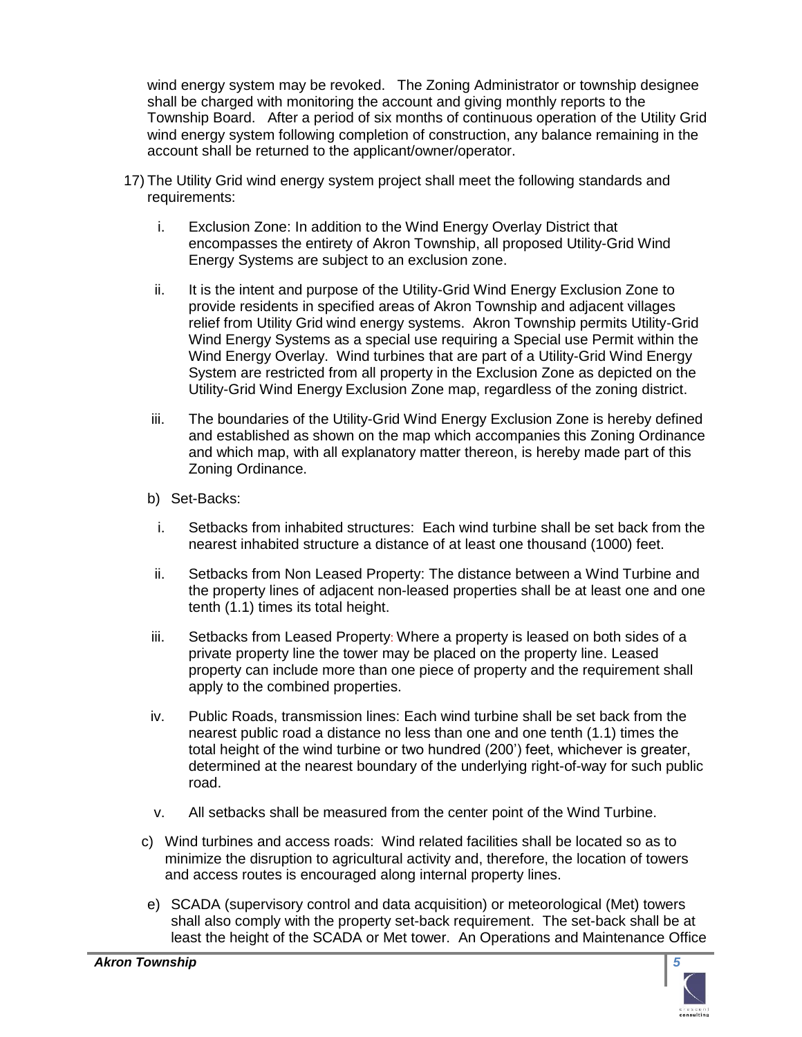wind energy system may be revoked. The Zoning Administrator or township designee shall be charged with monitoring the account and giving monthly reports to the Township Board. After a period of six months of continuous operation of the Utility Grid wind energy system following completion of construction, any balance remaining in the account shall be returned to the applicant/owner/operator.

17) The Utility Grid wind energy system project shall meet the following standards and requirements:

i. Exclusion Zone: In addition to the Wind Energy Overlay District that encompasses the entirety of Akron Township, all proposed Utility-Grid Wind Energy Systems are subject to an exclusion zone.

ii. It is the intent and purpose of the Utility-Grid Wind Energy Exclusion Zone to provide residents in specified areas of Akron Township and adjacent villages relief from Utility Grid wind energy systems. Akron Township permits Utility-Grid Wind Energy Systems as a special use requiring a Special use Permit within the Wind Energy Overlay. Wind turbines that are part of a Utility-Grid Wind Energy System are restricted from all property in the Exclusion Zone as depicted on the Utility-Grid Wind Energy Exclusion Zone map, regardless of the zoning district.

iii. The boundaries of the Utility-Grid Wind Energy Exclusion Zone is hereby defined and established as shown on the map which accompanies this Zoning Ordinance and which map, with all explanatory matter thereon, is hereby made part of this Zoning Ordinance.

b) Set-Backs:

i. Setbacks from inhabited structures: Each wind turbine shall be set back from the nearest inhabited structure a distance of at least one thousand (1000) feet.

ii. Setbacks from Non Leased Property: The distance between a Wind Turbine and the property lines of adjacent non-leased properties shall be at least one and one tenth (1.1) times its total height.

iii. Setbacks from Leased Property: Where a property is leased on both sides of a private property line the tower may be placed on the property line. Leased property can include more than one piece of property and the requirement shall apply to the combined properties.

iv. Public Roads, transmission lines: Each wind turbine shall be set back from the nearest public road a distance no less than one and one tenth (1.1) times the total height of the wind turbine or two hundred (200') feet, whichever is greater, determined at the nearest boundary of the underlying right-of-way for such public road.

v. All setbacks shall be measured from the center point of the Wind Turbine.

c) Wind turbines and access roads: Wind related facilities shall be located so as to minimize the disruption to agricultural activity and, therefore, the location of towers and access routes is encouraged along internal property lines.

e) SCADA (supervisory control and data acquisition) or meteorological (Met) towers shall also comply with the property set-back requirement. The set-back shall be at least the height of the SCADA or Met tower. An Operations and Maintenance Office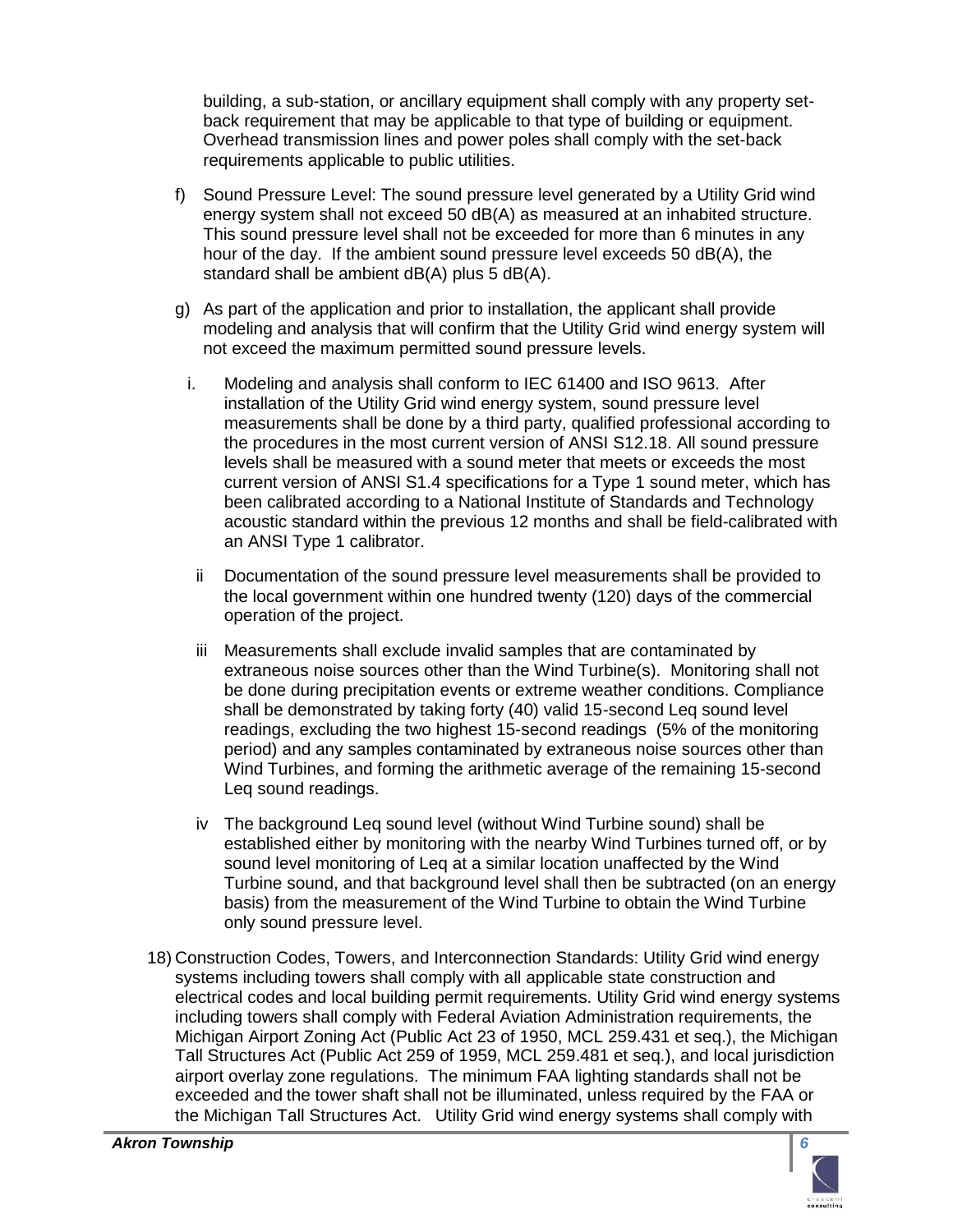building, a sub-station, or ancillary equipment shall comply with any property set-back requirement that may be applicable to that type of building or equipment. Overhead transmission lines and power poles shall comply with the set-back requirements applicable to public utilities.

f) Sound Pressure Level: The sound pressure level generated by a Utility Grid wind energy system shall not exceed 50 dB(A) as measured at an inhabited structure. This sound pressure level shall not be exceeded for more than 6 minutes in any hour of the day. If the ambient sound pressure level exceeds 50 dB(A), the standard shall be ambient dB(A) plus 5 dB(A).

g) As part of the application and prior to installation, the applicant shall provide modeling and analysis that will confirm that the Utility Grid wind energy system will not exceed the maximum permitted sound pressure levels.

  i. Modeling and analysis shall conform to IEC 61400 and ISO 9613. After installation of the Utility Grid wind energy system, sound pressure level measurements shall be done by a third party, qualified professional according to the procedures in the most current version of ANSI S12.18. All sound pressure levels shall be measured with a sound meter that meets or exceeds the most current version of ANSI S1.4 specifications for a Type 1 sound meter, which has been calibrated according to a National Institute of Standards and Technology acoustic standard within the previous 12 months and shall be field-calibrated with an ANSI Type 1 calibrator.

  ii Documentation of the sound pressure level measurements shall be provided to the local government within one hundred twenty (120) days of the commercial operation of the project.

  iii Measurements shall exclude invalid samples that are contaminated by extraneous noise sources other than the Wind Turbine(s). Monitoring shall not be done during precipitation events or extreme weather conditions. Compliance shall be demonstrated by taking forty (40) valid 15-second Leq sound level readings, excluding the two highest 15-second readings (5% of the monitoring period) and any samples contaminated by extraneous noise sources other than Wind Turbines, and forming the arithmetic average of the remaining 15-second Leq sound readings.

  iv The background Leq sound level (without Wind Turbine sound) shall be established either by monitoring with the nearby Wind Turbines turned off, or by sound level monitoring of Leq at a similar location unaffected by the Wind Turbine sound, and that background level shall then be subtracted (on an energy basis) from the measurement of the Wind Turbine to obtain the Wind Turbine only sound pressure level.

18) Construction Codes, Towers, and Interconnection Standards: Utility Grid wind energy systems including towers shall comply with all applicable state construction and electrical codes and local building permit requirements. Utility Grid wind energy systems including towers shall comply with Federal Aviation Administration requirements, the Michigan Airport Zoning Act (Public Act 23 of 1950, MCL 259.431 et seq.), the Michigan Tall Structures Act (Public Act 259 of 1959, MCL 259.481 et seq.), and local jurisdiction airport overlay zone regulations. The minimum FAA lighting standards shall not be exceeded and the tower shaft shall not be illuminated, unless required by the FAA or the Michigan Tall Structures Act. Utility Grid wind energy systems shall comply with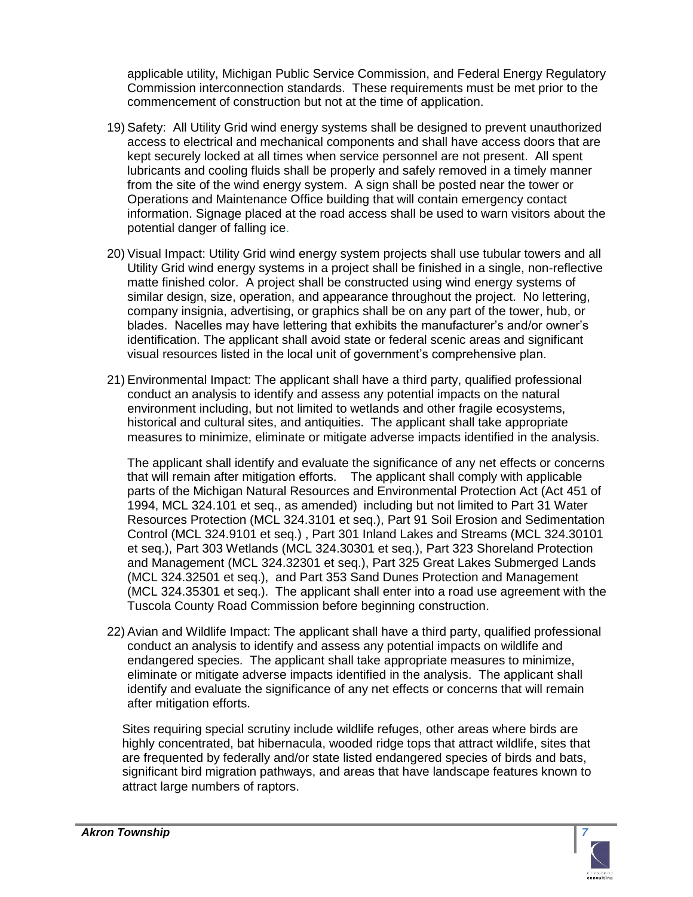applicable utility, Michigan Public Service Commission, and Federal Energy Regulatory Commission interconnection standards. These requirements must be met prior to the commencement of construction but not at the time of application.

19) Safety: All Utility Grid wind energy systems shall be designed to prevent unauthorized access to electrical and mechanical components and shall have access doors that are kept securely locked at all times when service personnel are not present. All spent lubricants and cooling fluids shall be properly and safely removed in a timely manner from the site of the wind energy system. A sign shall be posted near the tower or Operations and Maintenance Office building that will contain emergency contact information. Signage placed at the road access shall be used to warn visitors about the potential danger of falling ice.

20) Visual Impact: Utility Grid wind energy system projects shall use tubular towers and all Utility Grid wind energy systems in a project shall be finished in a single, non-reflective matte finished color. A project shall be constructed using wind energy systems of similar design, size, operation, and appearance throughout the project. No lettering, company insignia, advertising, or graphics shall be on any part of the tower, hub, or blades. Nacelles may have lettering that exhibits the manufacturer's and/or owner's identification. The applicant shall avoid state or federal scenic areas and significant visual resources listed in the local unit of government's comprehensive plan.

21) Environmental Impact: The applicant shall have a third party, qualified professional conduct an analysis to identify and assess any potential impacts on the natural environment including, but not limited to wetlands and other fragile ecosystems, historical and cultural sites, and antiquities. The applicant shall take appropriate measures to minimize, eliminate or mitigate adverse impacts identified in the analysis.

    The applicant shall identify and evaluate the significance of any net effects or concerns that will remain after mitigation efforts. The applicant shall comply with applicable parts of the Michigan Natural Resources and Environmental Protection Act (Act 451 of 1994, MCL 324.101 et seq., as amended) including but not limited to Part 31 Water Resources Protection (MCL 324.3101 et seq.), Part 91 Soil Erosion and Sedimentation Control (MCL 324.9101 et seq.) , Part 301 Inland Lakes and Streams (MCL 324.30101 et seq.), Part 303 Wetlands (MCL 324.30301 et seq.), Part 323 Shoreland Protection and Management (MCL 324.32301 et seq.), Part 325 Great Lakes Submerged Lands (MCL 324.32501 et seq.), and Part 353 Sand Dunes Protection and Management (MCL 324.35301 et seq.). The applicant shall enter into a road use agreement with the Tuscola County Road Commission before beginning construction.

22) Avian and Wildlife Impact: The applicant shall have a third party, qualified professional conduct an analysis to identify and assess any potential impacts on wildlife and endangered species. The applicant shall take appropriate measures to minimize, eliminate or mitigate adverse impacts identified in the analysis. The applicant shall identify and evaluate the significance of any net effects or concerns that will remain after mitigation efforts.

    Sites requiring special scrutiny include wildlife refuges, other areas where birds are highly concentrated, bat hibernacula, wooded ridge tops that attract wildlife, sites that are frequented by federally and/or state listed endangered species of birds and bats, significant bird migration pathways, and areas that have landscape features known to attract large numbers of raptors.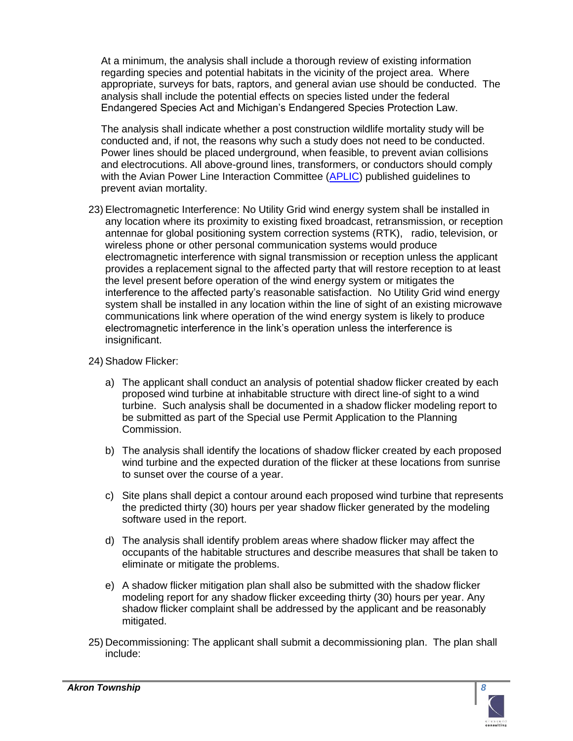At a minimum, the analysis shall include a thorough review of existing information regarding species and potential habitats in the vicinity of the project area. Where appropriate, surveys for bats, raptors, and general avian use should be conducted. The analysis shall include the potential effects on species listed under the federal Endangered Species Act and Michigan's Endangered Species Protection Law.

The analysis shall indicate whether a post construction wildlife mortality study will be conducted and, if not, the reasons why such a study does not need to be conducted. Power lines should be placed underground, when feasible, to prevent avian collisions and electrocutions. All above-ground lines, transformers, or conductors should comply with the Avian Power Line Interaction Committee (APLIC) published guidelines to prevent avian mortality.

23) Electromagnetic Interference: No Utility Grid wind energy system shall be installed in any location where its proximity to existing fixed broadcast, retransmission, or reception antennae for global positioning system correction systems (RTK), radio, television, or wireless phone or other personal communication systems would produce electromagnetic interference with signal transmission or reception unless the applicant provides a replacement signal to the affected party that will restore reception to at least the level present before operation of the wind energy system or mitigates the interference to the affected party's reasonable satisfaction. No Utility Grid wind energy system shall be installed in any location within the line of sight of an existing microwave communications link where operation of the wind energy system is likely to produce electromagnetic interference in the link's operation unless the interference is insignificant.

24) Shadow Flicker:

   a) The applicant shall conduct an analysis of potential shadow flicker created by each proposed wind turbine at inhabitable structure with direct line-of sight to a wind turbine. Such analysis shall be documented in a shadow flicker modeling report to be submitted as part of the Special use Permit Application to the Planning Commission.

   b) The analysis shall identify the locations of shadow flicker created by each proposed wind turbine and the expected duration of the flicker at these locations from sunrise to sunset over the course of a year.

   c) Site plans shall depict a contour around each proposed wind turbine that represents the predicted thirty (30) hours per year shadow flicker generated by the modeling software used in the report.

   d) The analysis shall identify problem areas where shadow flicker may affect the occupants of the habitable structures and describe measures that shall be taken to eliminate or mitigate the problems.

   e) A shadow flicker mitigation plan shall also be submitted with the shadow flicker modeling report for any shadow flicker exceeding thirty (30) hours per year. Any shadow flicker complaint shall be addressed by the applicant and be reasonably mitigated.

25) Decommissioning: The applicant shall submit a decommissioning plan. The plan shall include: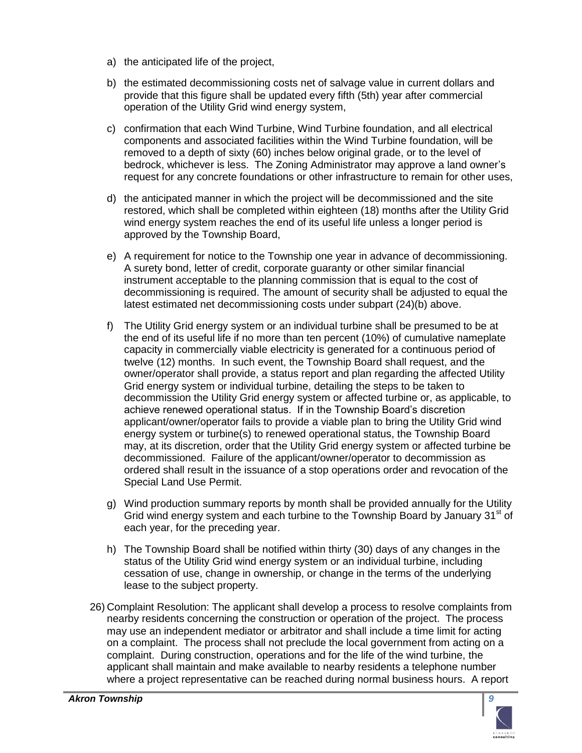a) the anticipated life of the project,

b) the estimated decommissioning costs net of salvage value in current dollars and provide that this figure shall be updated every fifth (5th) year after commercial operation of the Utility Grid wind energy system,

c) confirmation that each Wind Turbine, Wind Turbine foundation, and all electrical components and associated facilities within the Wind Turbine foundation, will be removed to a depth of sixty (60) inches below original grade, or to the level of bedrock, whichever is less. The Zoning Administrator may approve a land owner's request for any concrete foundations or other infrastructure to remain for other uses,

d) the anticipated manner in which the project will be decommissioned and the site restored, which shall be completed within eighteen (18) months after the Utility Grid wind energy system reaches the end of its useful life unless a longer period is approved by the Township Board,

e) A requirement for notice to the Township one year in advance of decommissioning. A surety bond, letter of credit, corporate guaranty or other similar financial instrument acceptable to the planning commission that is equal to the cost of decommissioning is required. The amount of security shall be adjusted to equal the latest estimated net decommissioning costs under subpart (24)(b) above.

f) The Utility Grid energy system or an individual turbine shall be presumed to be at the end of its useful life if no more than ten percent (10%) of cumulative nameplate capacity in commercially viable electricity is generated for a continuous period of twelve (12) months. In such event, the Township Board shall request, and the owner/operator shall provide, a status report and plan regarding the affected Utility Grid energy system or individual turbine, detailing the steps to be taken to decommission the Utility Grid energy system or affected turbine or, as applicable, to achieve renewed operational status. If in the Township Board's discretion applicant/owner/operator fails to provide a viable plan to bring the Utility Grid wind energy system or turbine(s) to renewed operational status, the Township Board may, at its discretion, order that the Utility Grid energy system or affected turbine be decommissioned. Failure of the applicant/owner/operator to decommission as ordered shall result in the issuance of a stop operations order and revocation of the Special Land Use Permit.

g) Wind production summary reports by month shall be provided annually for the Utility Grid wind energy system and each turbine to the Township Board by January 31st of each year, for the preceding year.

h) The Township Board shall be notified within thirty (30) days of any changes in the status of the Utility Grid wind energy system or an individual turbine, including cessation of use, change in ownership, or change in the terms of the underlying lease to the subject property.

26) Complaint Resolution: The applicant shall develop a process to resolve complaints from nearby residents concerning the construction or operation of the project. The process may use an independent mediator or arbitrator and shall include a time limit for acting on a complaint. The process shall not preclude the local government from acting on a complaint. During construction, operations and for the life of the wind turbine, the applicant shall maintain and make available to nearby residents a telephone number where a project representative can be reached during normal business hours. A report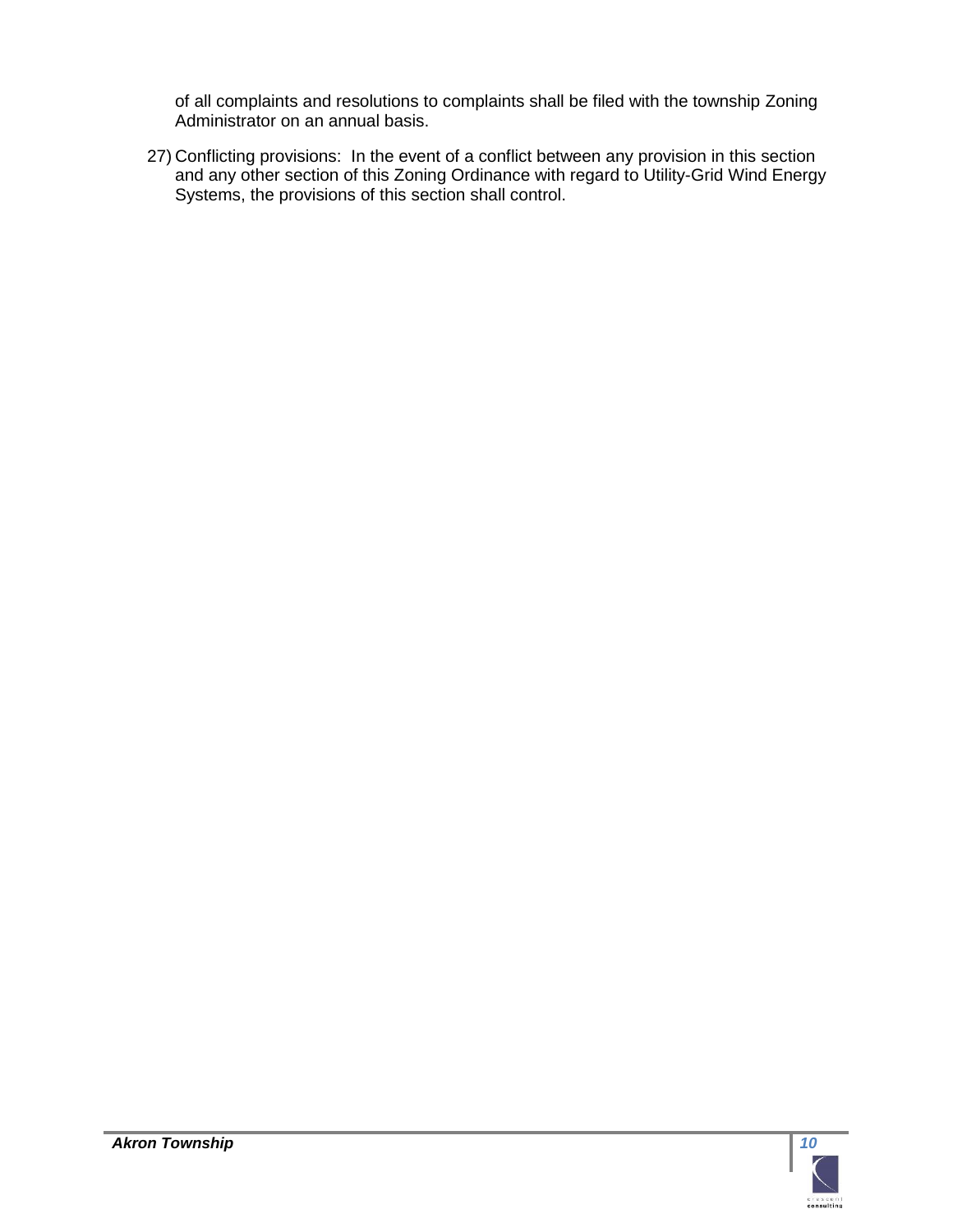of all complaints and resolutions to complaints shall be filed with the township Zoning Administrator on an annual basis.

27) Conflicting provisions: In the event of a conflict between any provision in this section and any other section of this Zoning Ordinance with regard to Utility-Grid Wind Energy Systems, the provisions of this section shall control.